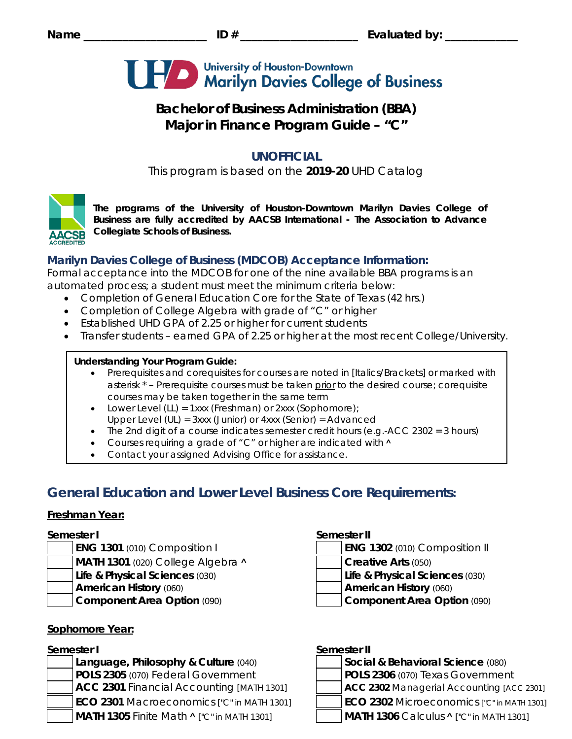Name ____________________ ID # ___________________ Evaluated by: ____________

University of Houston-Downtown
Marilyn Davies College of Business

# Bachelor of Business Administration (BBA)
# Major in Finance Program Guide – "C"

## UNOFFICIAL

This program is based on the **2019-20** UHD Catalog

**The programs of the University of Houston-Downtown Marilyn Davies College of Business are fully accredited by AACSB International - The Association to Advance Collegiate Schools of Business.**

### Marilyn Davies College of Business (MDCOB) Acceptance Information:

Formal acceptance into the MDCOB for one of the nine available BBA programs is an automated process; a student must meet the minimum criteria below:

- Completion of General Education Core for the State of Texas (42 hrs.)
- Completion of College Algebra with grade of "C" or higher
- Established UHD GPA of 2.25 or higher for current students
- Transfer students – earned GPA of 2.25 or higher at the most recent College/University.

**Understanding Your Program Guide:**

- Prerequisites and corequisites for courses are noted in [Italics/Brackets] or marked with asterisk * – Prerequisite courses must be taken prior to the desired course; corequisite courses may be taken together in the same term
- Lower Level (LL) = 1xxx (Freshman) or 2xxx (Sophomore); Upper Level (UL) = 3xxx (Junior) or 4xxx (Senior) = Advanced
- The 2nd digit of a course indicates semester credit hours (e.g.-ACC 2302 = 3 hours)
- Courses requiring a grade of "C" or higher are indicated with ^
- Contact your assigned Advising Office for assistance.

## General Education and Lower Level Business Core Requirements:

### Freshman Year:

**Semester I**

- [ ] **ENG 1301** (010) Composition I
- [ ] **MATH 1301** (020) College Algebra ^
- [ ] **Life & Physical Sciences** (030)
- [ ] **American History** (060)
- [ ] **Component Area Option** (090)

**Semester II**

- [ ] **ENG 1302** (010) Composition II
- [ ] **Creative Arts** (050)
- [ ] **Life & Physical Sciences** (030)
- [ ] **American History** (060)
- [ ] **Component Area Option** (090)

### Sophomore Year:

**Semester I**

- [ ] **Language, Philosophy & Culture** (040)
- [ ] **POLS 2305** (070) Federal Government
- [ ] **ACC 2301** Financial Accounting [MATH 1301]
- [ ] **ECO 2301** Macroeconomics ["C" in MATH 1301]
- [ ] **MATH 1305** Finite Math ^ ["C" in MATH 1301]

**Semester II**

- [ ] **Social & Behavioral Science** (080)
- [ ] **POLS 2306** (070) Texas Government
- [ ] **ACC 2302** Managerial Accounting [ACC 2301]
- [ ] **ECO 2302** Microeconomics ["C" in MATH 1301]
- [ ] **MATH 1306** Calculus ^ ["C" in MATH 1301]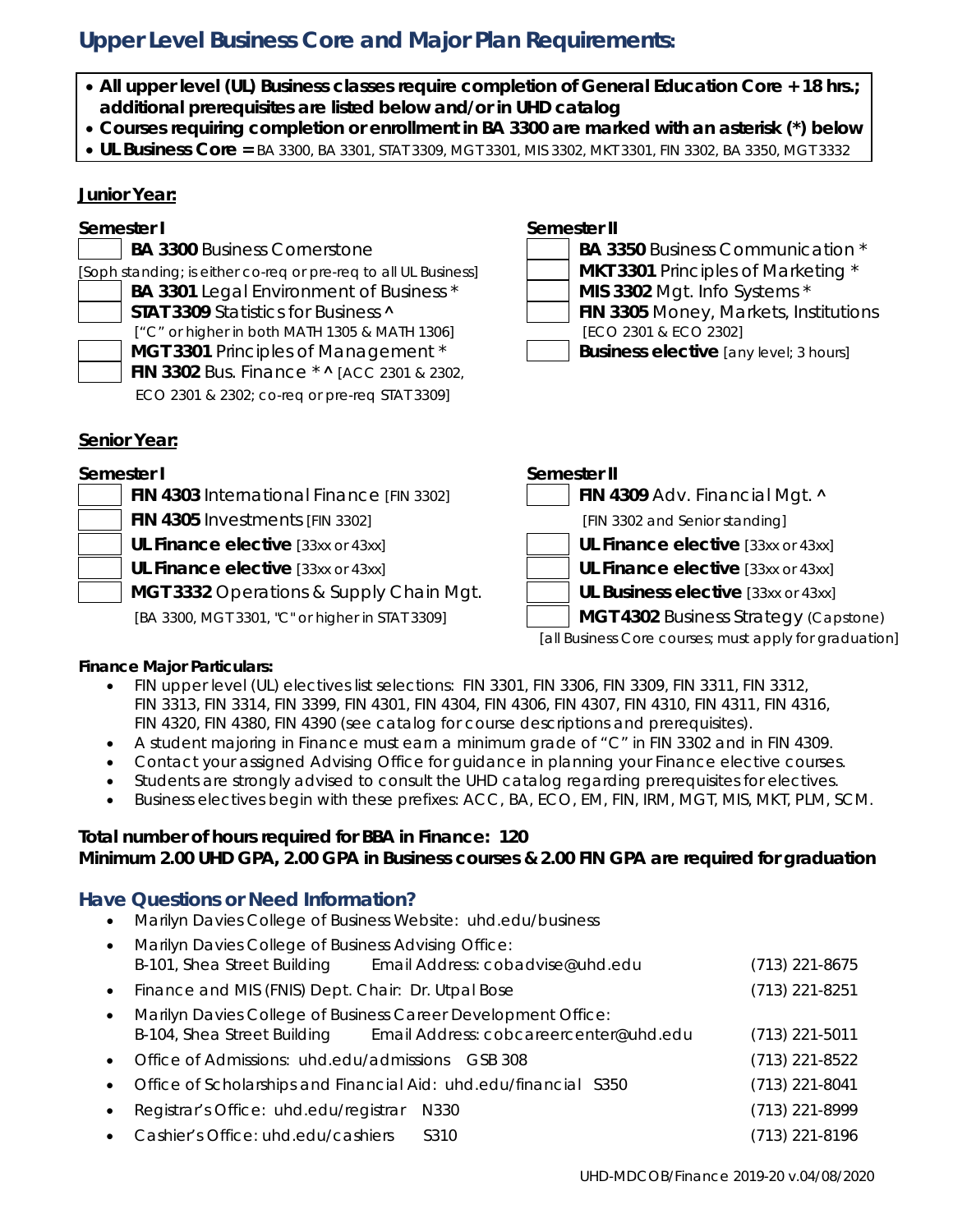## Upper Level Business Core and Major Plan Requirements:

- **All upper level (UL) Business classes require completion of General Education Core + 18 hrs.; additional prerequisites are listed below and/or in UHD catalog**
- **Courses requiring completion or enrollment in BA 3300 are marked with an asterisk (*) below**
- **UL Business Core =** BA 3300, BA 3301, STAT 3309, MGT 3301, MIS 3302, MKT 3301, FIN 3302, BA 3350, MGT 3332

### Junior Year:

**Semester I**

- **BA 3300** Business Cornerstone
  [Soph standing; is either co-req or pre-req to all UL Business]
- **BA 3301** Legal Environment of Business *
- **STAT 3309** Statistics for Business ^
  ["C" or higher in both MATH 1305 & MATH 1306]
- **MGT 3301** Principles of Management *
- **FIN 3302** Bus. Finance * ^ [ACC 2301 & 2302, ECO 2301 & 2302; co-req or pre-req STAT 3309]

**Semester II**

- **BA 3350** Business Communication *
- **MKT 3301** Principles of Marketing *
- **MIS 3302** Mgt. Info Systems *
- **FIN 3305** Money, Markets, Institutions
  [ECO 2301 & ECO 2302]
- **Business elective** [any level; 3 hours]

### Senior Year:

**Semester I**

- **FIN 4303** International Finance [FIN 3302]
- **FIN 4305** Investments [FIN 3302]
- **UL Finance elective** [33xx or 43xx]
- **UL Finance elective** [33xx or 43xx]
- **MGT 3332** Operations & Supply Chain Mgt.
  [BA 3300, MGT 3301, "C" or higher in STAT 3309]

**Semester II**

- **FIN 4309** Adv. Financial Mgt. ^
  [FIN 3302 and Senior standing]
- **UL Finance elective** [33xx or 43xx]
- **UL Finance elective** [33xx or 43xx]
- **UL Business elective** [33xx or 43xx]
- **MGT 4302** Business Strategy (Capstone)
  [all Business Core courses; must apply for graduation]

**Finance Major Particulars:**

- FIN upper level (UL) electives list selections: FIN 3301, FIN 3306, FIN 3309, FIN 3311, FIN 3312, FIN 3313, FIN 3314, FIN 3399, FIN 4301, FIN 4304, FIN 4306, FIN 4307, FIN 4310, FIN 4311, FIN 4316, FIN 4320, FIN 4380, FIN 4390 (see catalog for course descriptions and prerequisites).
- A student majoring in Finance must earn a minimum grade of "C" in FIN 3302 and in FIN 4309.
- Contact your assigned Advising Office for guidance in planning your Finance elective courses.
- Students are strongly advised to consult the UHD catalog regarding prerequisites for electives.
- Business electives begin with these prefixes: ACC, BA, ECO, EM, FIN, IRM, MGT, MIS, MKT, PLM, SCM.

**Total number of hours required for BBA in Finance: 120**
**Minimum 2.00 UHD GPA, 2.00 GPA in Business courses & 2.00 FIN GPA are required for graduation**

### Have Questions or Need Information?

- Marilyn Davies College of Business Website: uhd.edu/business
- Marilyn Davies College of Business Advising Office:
  B-101, Shea Street Building Email Address: cobadvise@uhd.edu (713) 221-8675
- Finance and MIS (FNIS) Dept. Chair: Dr. Utpal Bose (713) 221-8251
- Marilyn Davies College of Business Career Development Office:
  B-104, Shea Street Building Email Address: cobcareercenter@uhd.edu (713) 221-5011
- Office of Admissions: uhd.edu/admissions GSB 308 (713) 221-8522
- Office of Scholarships and Financial Aid: uhd.edu/financial S350 (713) 221-8041
- Registrar's Office: uhd.edu/registrar N330 (713) 221-8999
- Cashier's Office: uhd.edu/cashiers S310 (713) 221-8196

UHD-MDCOB/Finance 2019-20 v.04/08/2020